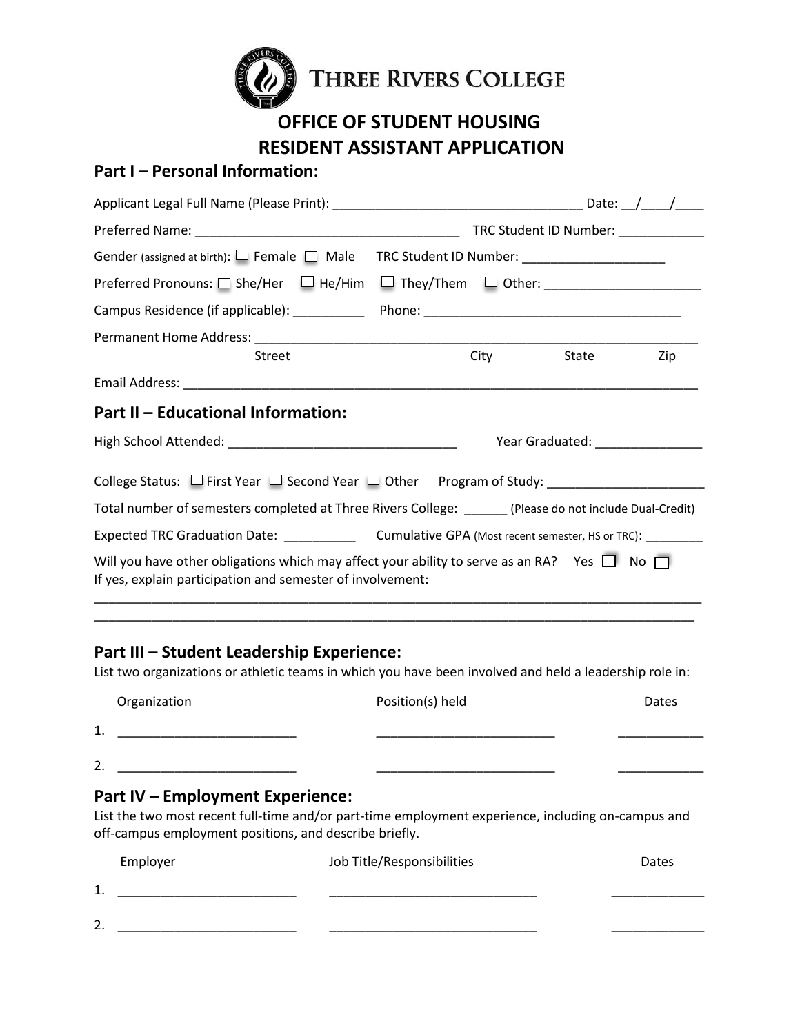# THREE RIVERS COLLEGE

## OFFICE OF STUDENT HOUSING
## RESIDENT ASSISTANT APPLICATION

### Part I – Personal Information:

Applicant Legal Full Name (Please Print): ___________________________________ Date: __/____/____

Preferred Name: _____________________________________ TRC Student ID Number: ____________

Gender (assigned at birth): ☐ Female ☐ Male TRC Student ID Number: ____________________

Preferred Pronouns: ☐ She/Her ☐ He/Him ☐ They/Them ☐ Other: ______________________

Campus Residence (if applicable): __________ Phone: ____________________________________

Permanent Home Address: _______________________________________________________________

Street City State Zip

Email Address: ________________________________________________________________________

### Part II – Educational Information:

High School Attended: ________________________________ Year Graduated: _______________

College Status: ☐ First Year ☐ Second Year ☐ Other Program of Study: ______________________

Total number of semesters completed at Three Rivers College: ______ (Please do not include Dual-Credit)

Expected TRC Graduation Date: __________ Cumulative GPA (Most recent semester, HS or TRC): _________

Will you have other obligations which may affect your ability to serve as an RA? Yes ☐ No ☐
If yes, explain participation and semester of involvement:

_____________________________________________________________________________________

_____________________________________________________________________________________

### Part III – Student Leadership Experience:

List two organizations or athletic teams in which you have been involved and held a leadership role in:

| | Organization | Position(s) held | Dates |
|---|---|---|---|
| 1. | _________________________ | _________________________ | ____________ |
| 2. | _________________________ | _________________________ | ____________ |

### Part IV – Employment Experience:

List the two most recent full-time and/or part-time employment experience, including on-campus and off-campus employment positions, and describe briefly.

| | Employer | Job Title/Responsibilities | Dates |
|---|---|---|---|
| 1. | _________________________ | _____________________________ | _____________ |
| 2. | _________________________ | _____________________________ | _____________ |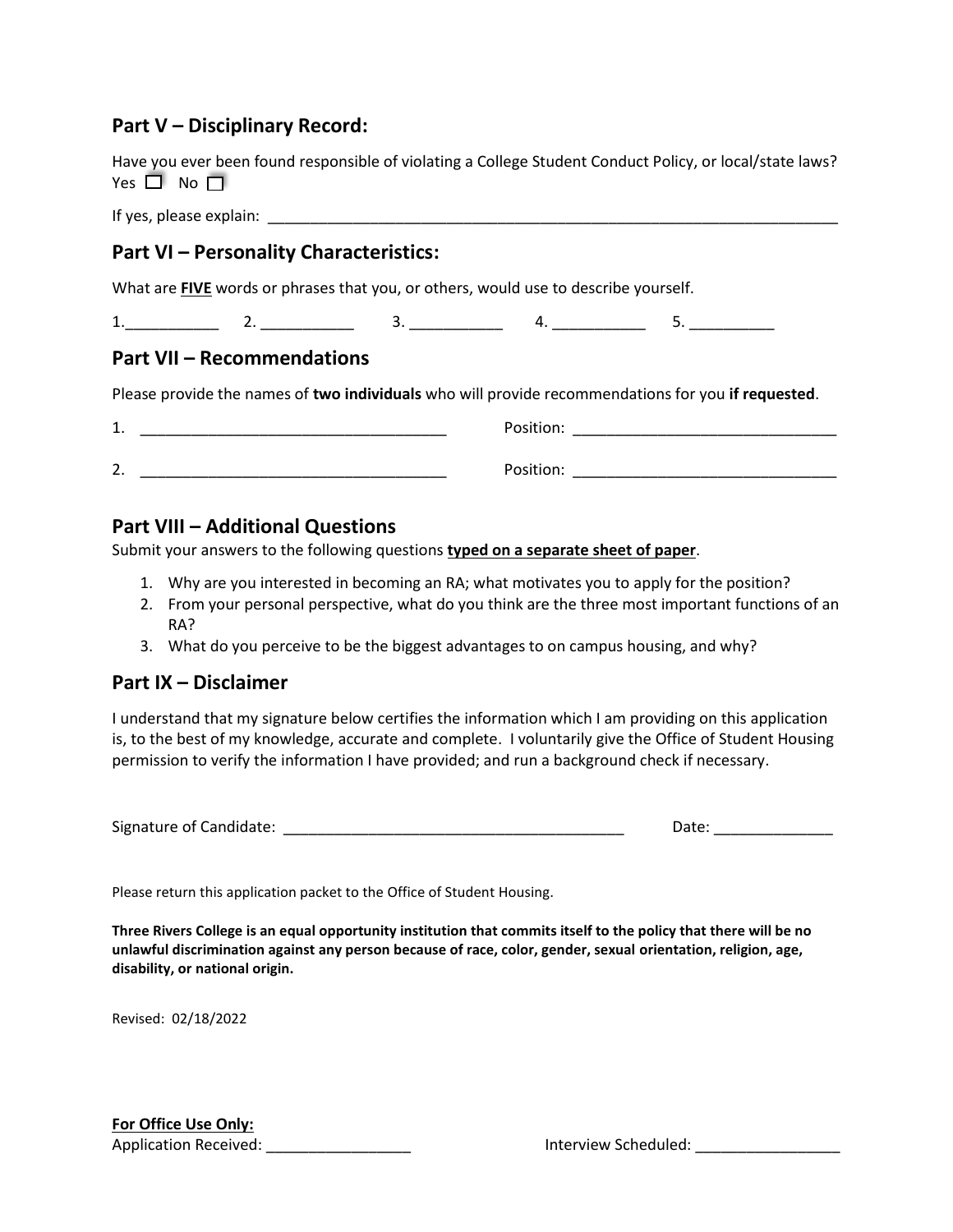## Part V – Disciplinary Record:

Have you ever been found responsible of violating a College Student Conduct Policy, or local/state laws?
Yes ☐ No ☐

If yes, please explain: ______________________________________________________________________

## Part VI – Personality Characteristics:

What are **<u>FIVE</u>** words or phrases that you, or others, would use to describe yourself.

1.___________ 2. ___________ 3. ___________ 4. ___________ 5. __________

## Part VII – Recommendations

Please provide the names of **two individuals** who will provide recommendations for you **if requested**.

1. ____________________________________ Position: _______________________________

2. ____________________________________ Position: _______________________________

## Part VIII – Additional Questions

Submit your answers to the following questions **<u>typed on a separate sheet of paper</u>**.

1. Why are you interested in becoming an RA; what motivates you to apply for the position?
2. From your personal perspective, what do you think are the three most important functions of an RA?
3. What do you perceive to be the biggest advantages to on campus housing, and why?

## Part IX – Disclaimer

I understand that my signature below certifies the information which I am providing on this application is, to the best of my knowledge, accurate and complete. I voluntarily give the Office of Student Housing permission to verify the information I have provided; and run a background check if necessary.

Signature of Candidate: ________________________________________ Date: ______________

Please return this application packet to the Office of Student Housing.

**Three Rivers College is an equal opportunity institution that commits itself to the policy that there will be no unlawful discrimination against any person because of race, color, gender, sexual orientation, religion, age, disability, or national origin.**

Revised: 02/18/2022

**<u>For Office Use Only:</u>**
Application Received: _________________ Interview Scheduled: _________________